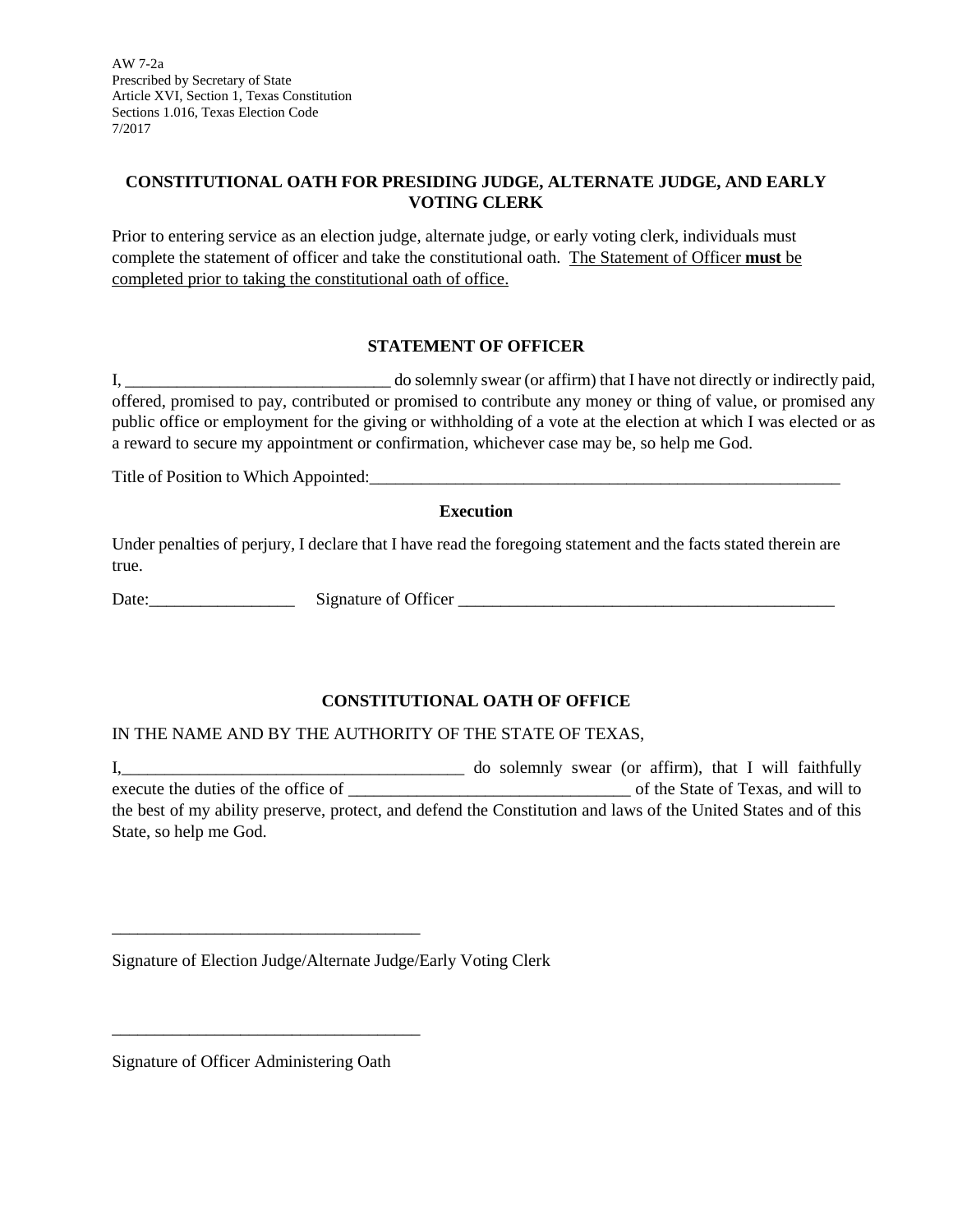AW 7-2a
Prescribed by Secretary of State
Article XVI, Section 1, Texas Constitution
Sections 1.016, Texas Election Code
7/2017

## CONSTITUTIONAL OATH FOR PRESIDING JUDGE, ALTERNATE JUDGE, AND EARLY VOTING CLERK

Prior to entering service as an election judge, alternate judge, or early voting clerk, individuals must complete the statement of officer and take the constitutional oath. <u>The Statement of Officer **must** be completed prior to taking the constitutional oath of office.</u>

### STATEMENT OF OFFICER

I, ______________________________ do solemnly swear (or affirm) that I have not directly or indirectly paid, offered, promised to pay, contributed or promised to contribute any money or thing of value, or promised any public office or employment for the giving or withholding of a vote at the election at which I was elected or as a reward to secure my appointment or confirmation, whichever case may be, so help me God.

Title of Position to Which Appointed:______________________________________________________

**Execution**

Under penalties of perjury, I declare that I have read the foregoing statement and the facts stated therein are true.

Date:________________ Signature of Officer __________________________________________

### CONSTITUTIONAL OATH OF OFFICE

IN THE NAME AND BY THE AUTHORITY OF THE STATE OF TEXAS,

I,_______________________________________ do solemnly swear (or affirm), that I will faithfully execute the duties of the office of ________________________________ of the State of Texas, and will to the best of my ability preserve, protect, and defend the Constitution and laws of the United States and of this State, so help me God.

___________________________________

Signature of Election Judge/Alternate Judge/Early Voting Clerk

___________________________________

Signature of Officer Administering Oath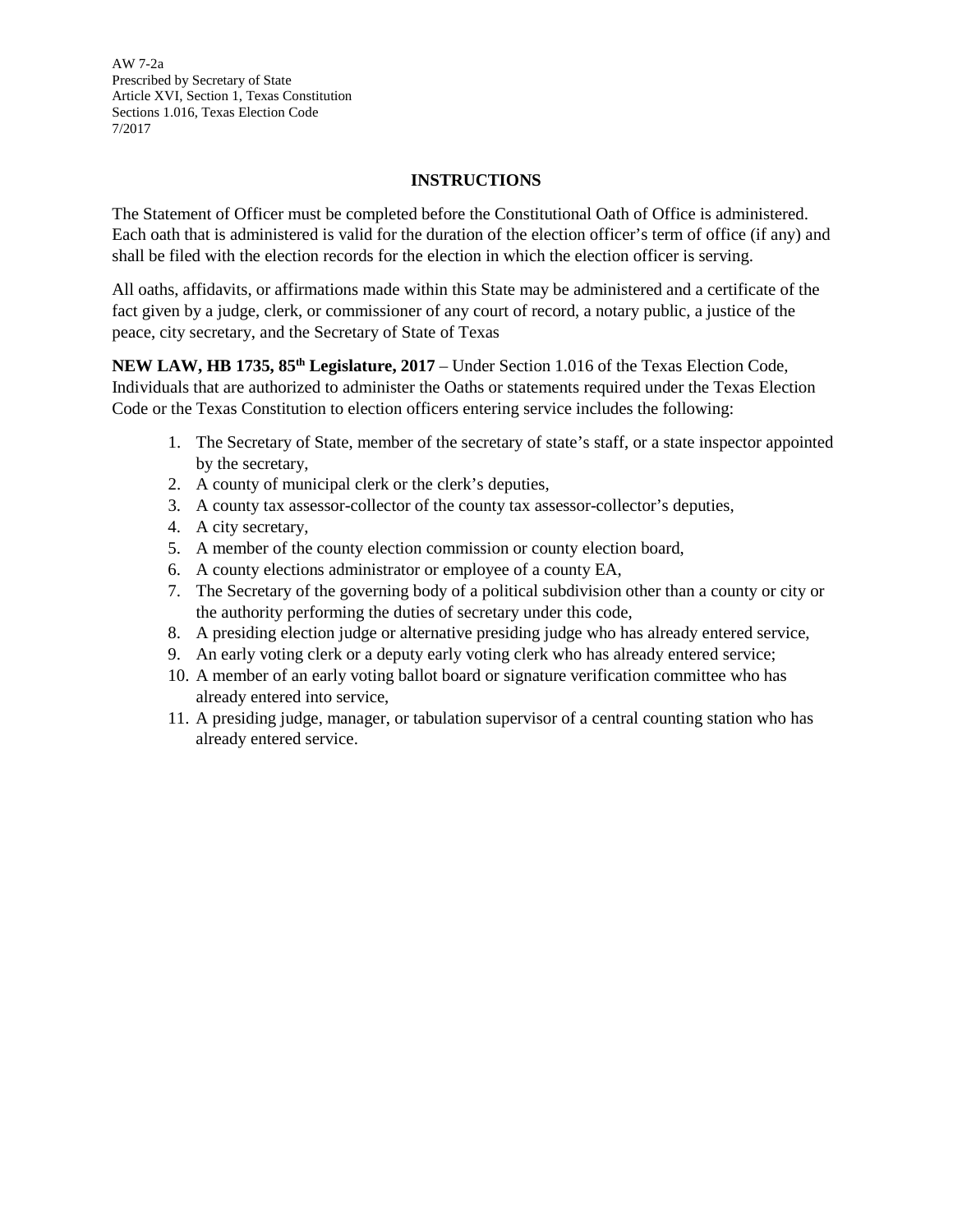AW 7-2a
Prescribed by Secretary of State
Article XVI, Section 1, Texas Constitution
Sections 1.016, Texas Election Code
7/2017

## INSTRUCTIONS

The Statement of Officer must be completed before the Constitutional Oath of Office is administered. Each oath that is administered is valid for the duration of the election officer's term of office (if any) and shall be filed with the election records for the election in which the election officer is serving.

All oaths, affidavits, or affirmations made within this State may be administered and a certificate of the fact given by a judge, clerk, or commissioner of any court of record, a notary public, a justice of the peace, city secretary, and the Secretary of State of Texas

**NEW LAW, HB 1735, 85th Legislature, 2017** – Under Section 1.016 of the Texas Election Code, Individuals that are authorized to administer the Oaths or statements required under the Texas Election Code or the Texas Constitution to election officers entering service includes the following:

1. The Secretary of State, member of the secretary of state's staff, or a state inspector appointed by the secretary,
2. A county of municipal clerk or the clerk's deputies,
3. A county tax assessor-collector of the county tax assessor-collector's deputies,
4. A city secretary,
5. A member of the county election commission or county election board,
6. A county elections administrator or employee of a county EA,
7. The Secretary of the governing body of a political subdivision other than a county or city or the authority performing the duties of secretary under this code,
8. A presiding election judge or alternative presiding judge who has already entered service,
9. An early voting clerk or a deputy early voting clerk who has already entered service;
10. A member of an early voting ballot board or signature verification committee who has already entered into service,
11. A presiding judge, manager, or tabulation supervisor of a central counting station who has already entered service.